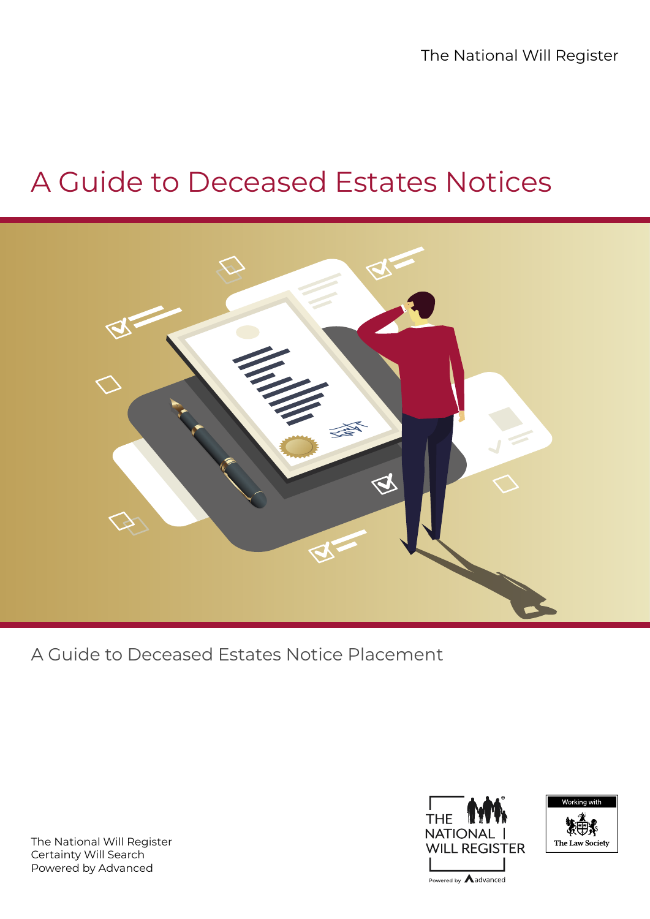The National Will Register

# A Guide to Deceased Estates Notices

A Guide to Deceased Estates Notice Placement

The National Will Register
Certainty Will Search
Powered by Advanced

THE NATIONAL WILL REGISTER
Powered by advanced

Working with
The Law Society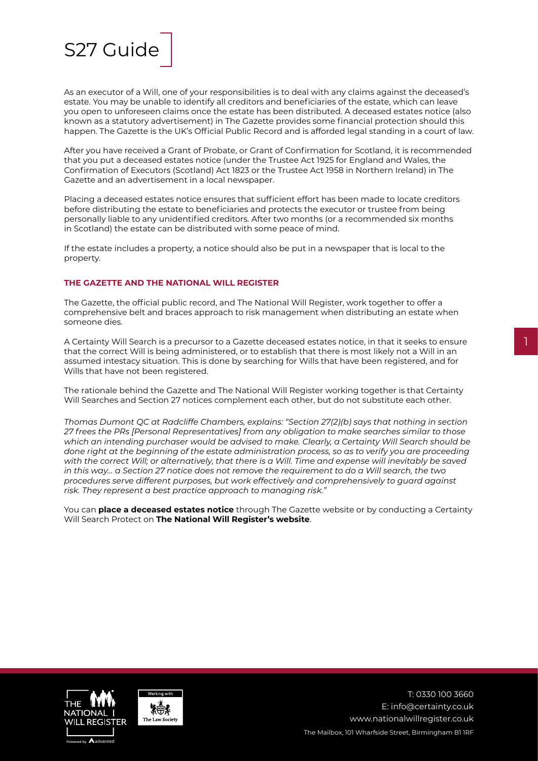# S27 Guide

As an executor of a Will, one of your responsibilities is to deal with any claims against the deceased's estate. You may be unable to identify all creditors and beneficiaries of the estate, which can leave you open to unforeseen claims once the estate has been distributed. A deceased estates notice (also known as a statutory advertisement) in The Gazette provides some financial protection should this happen. The Gazette is the UK's Official Public Record and is afforded legal standing in a court of law.

After you have received a Grant of Probate, or Grant of Confirmation for Scotland, it is recommended that you put a deceased estates notice (under the Trustee Act 1925 for England and Wales, the Confirmation of Executors (Scotland) Act 1823 or the Trustee Act 1958 in Northern Ireland) in The Gazette and an advertisement in a local newspaper.

Placing a deceased estates notice ensures that sufficient effort has been made to locate creditors before distributing the estate to beneficiaries and protects the executor or trustee from being personally liable to any unidentified creditors. After two months (or a recommended six months in Scotland) the estate can be distributed with some peace of mind.

If the estate includes a property, a notice should also be put in a newspaper that is local to the property.

### THE GAZETTE AND THE NATIONAL WILL REGISTER

The Gazette, the official public record, and The National Will Register, work together to offer a comprehensive belt and braces approach to risk management when distributing an estate when someone dies.

A Certainty Will Search is a precursor to a Gazette deceased estates notice, in that it seeks to ensure that the correct Will is being administered, or to establish that there is most likely not a Will in an assumed intestacy situation. This is done by searching for Wills that have been registered, and for Wills that have not been registered.

The rationale behind the Gazette and The National Will Register working together is that Certainty Will Searches and Section 27 notices complement each other, but do not substitute each other.

*Thomas Dumont QC at Radcliffe Chambers, explains: "Section 27(2)(b) says that nothing in section 27 frees the PRs [Personal Representatives] from any obligation to make searches similar to those which an intending purchaser would be advised to make. Clearly, a Certainty Will Search should be done right at the beginning of the estate administration process, so as to verify you are proceeding with the correct Will; or alternatively, that there is a Will. Time and expense will inevitably be saved in this way... a Section 27 notice does not remove the requirement to do a Will search, the two procedures serve different purposes, but work effectively and comprehensively to guard against risk. They represent a best practice approach to managing risk."*

You can **place a deceased estates notice** through The Gazette website or by conducting a Certainty Will Search Protect on **The National Will Register's website**.

T: 0330 100 3660
E: info@certainty.co.uk
www.nationalwillregister.co.uk
The Mailbox, 101 Wharfside Street, Birmingham B1 1RF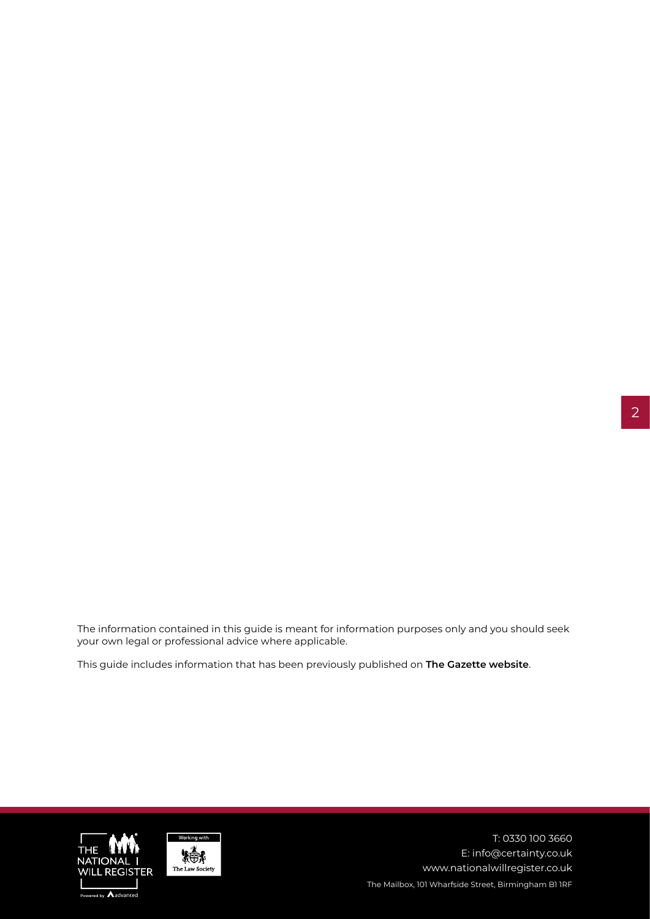The information contained in this guide is meant for information purposes only and you should seek your own legal or professional advice where applicable.

This guide includes information that has been previously published on **The Gazette website**.

T: 0330 100 3660
E: info@certainty.co.uk
www.nationalwillregister.co.uk
The Mailbox, 101 Wharfside Street, Birmingham B1 1RF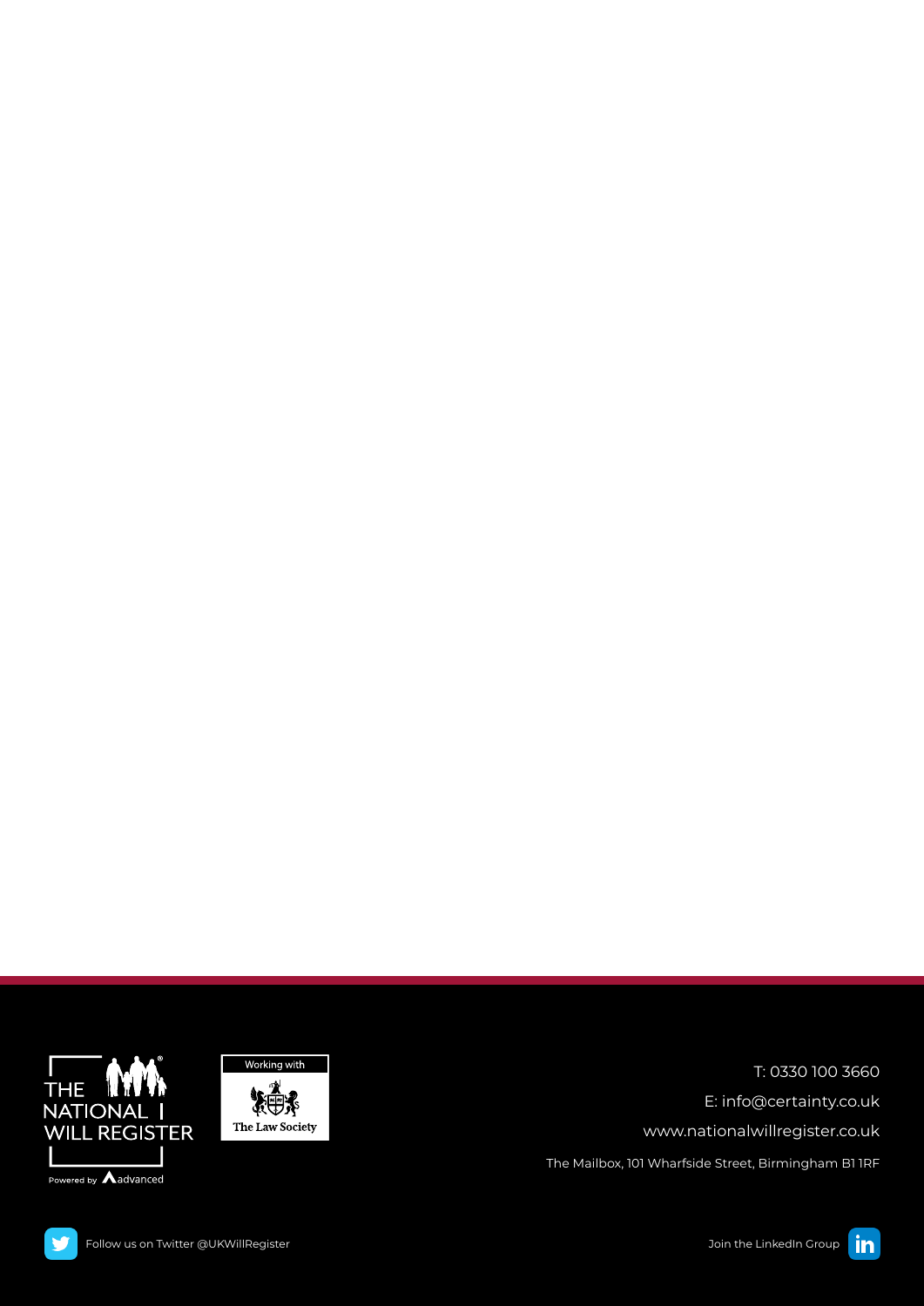THE NATIONAL WILL REGISTER

Powered by advanced

Working with The Law Society

T: 0330 100 3660

E: info@certainty.co.uk

www.nationalwillregister.co.uk

The Mailbox, 101 Wharfside Street, Birmingham B1 1RF

Follow us on Twitter @UKWillRegister

Join the LinkedIn Group